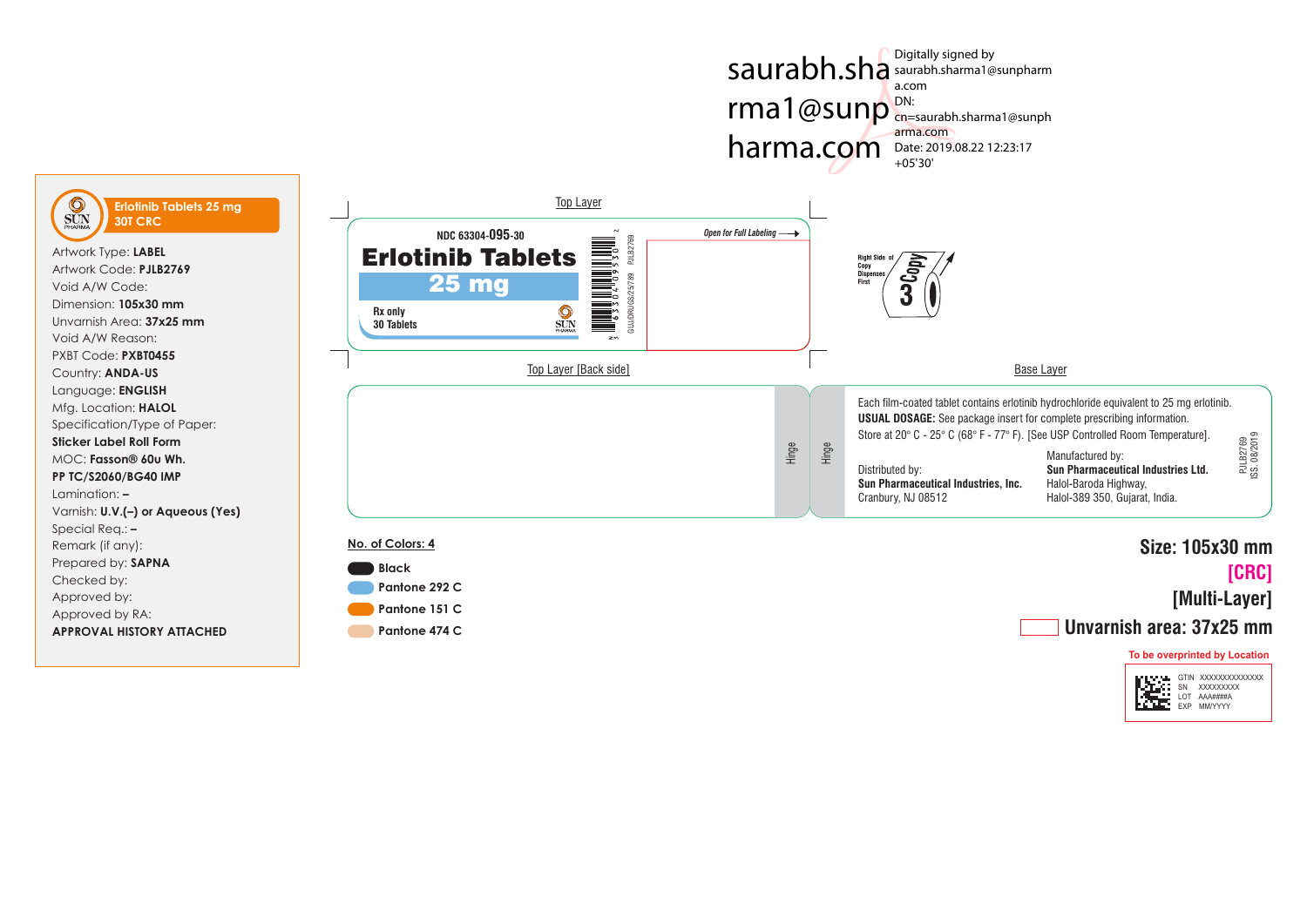saurabh.sharma1@sunpharma.com

Digitally signed by saurabh.sharma1@sunpharma.com
DN: cn=saurabh.sharma1@sunpharma.com
Date: 2019.08.22 12:23:17 +05'30'

**Erlotinib Tablets 25 mg**
**30T CRC**

Artwork Type: **LABEL**
Artwork Code: **PJLB2769**
Void A/W Code:
Dimension: **105x30 mm**
Unvarnish Area: **37x25 mm**
Void A/W Reason:
PXBT Code: **PXBT0455**
Country: **ANDA-US**
Language: **ENGLISH**
Mfg. Location: **HALOL**
Specification/Type of Paper:
**Sticker Label Roll Form**
MOC: **Fasson® 60u Wh. PP TC/S2060/BG40 IMP**
Lamination: **–**
Varnish: **U.V.(–) or Aqueous (Yes)**
Special Req.: **–**
Remark (if any):
Prepared by: **SAPNA**
Checked by:
Approved by:
Approved by RA:
**APPROVAL HISTORY ATTACHED**

## Top Layer

NDC 63304-**095**-30

# Erlotinib Tablets

## 25 mg

Rx only
30 Tablets

SUN PHARMA

2 63304 09530 3

PJLB2769

GUJ/DRUGS/25/789

*Open for Full Labeling* ⟶

Right Side of Copy Dispenses First

Copy 3

## Top Layer [Back side]

Hinge

## Base Layer

Hinge

Each film-coated tablet contains erlotinib hydrochloride equivalent to 25 mg erlotinib.
**USUAL DOSAGE:** See package insert for complete prescribing information.
Store at 20° C - 25° C (68° F - 77° F). [See USP Controlled Room Temperature].

Distributed by:
**Sun Pharmaceutical Industries, Inc.**
Cranbury, NJ 08512

Manufactured by:
**Sun Pharmaceutical Industries Ltd.**
Halol-Baroda Highway,
Halol-389 350, Gujarat, India.

PJLB2769
ISS. 08/2019

**No. of Colors: 4**

- Black
- Pantone 292 C
- Pantone 151 C
- Pantone 474 C

**Size: 105x30 mm**
**[CRC]**
**[Multi-Layer]**
**Unvarnish area: 37x25 mm**

To be overprinted by Location

GTIN XXXXXXXXXXXXXX
SN XXXXXXXXX
LOT AAA####A
EXP MM/YYYY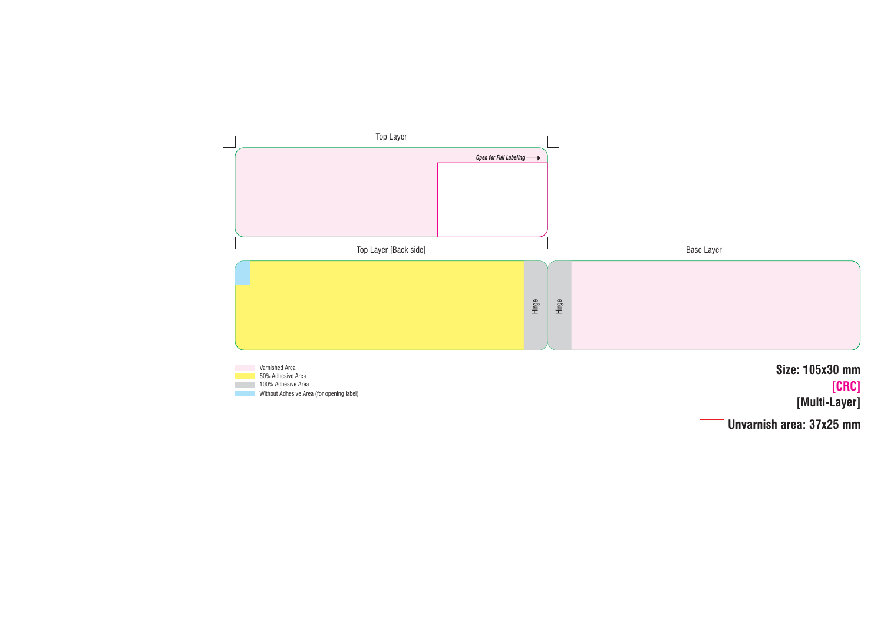Top Layer

*Open for Full Labeling* ⟶

Top Layer [Back side]

Hinge

Hinge

Base Layer

Varnished Area

50% Adhesive Area

100% Adhesive Area

Without Adhesive Area (for opening label)

**Size: 105x30 mm**

**[CRC]**

**[Multi-Layer]**

**Unvarnish area: 37x25 mm**